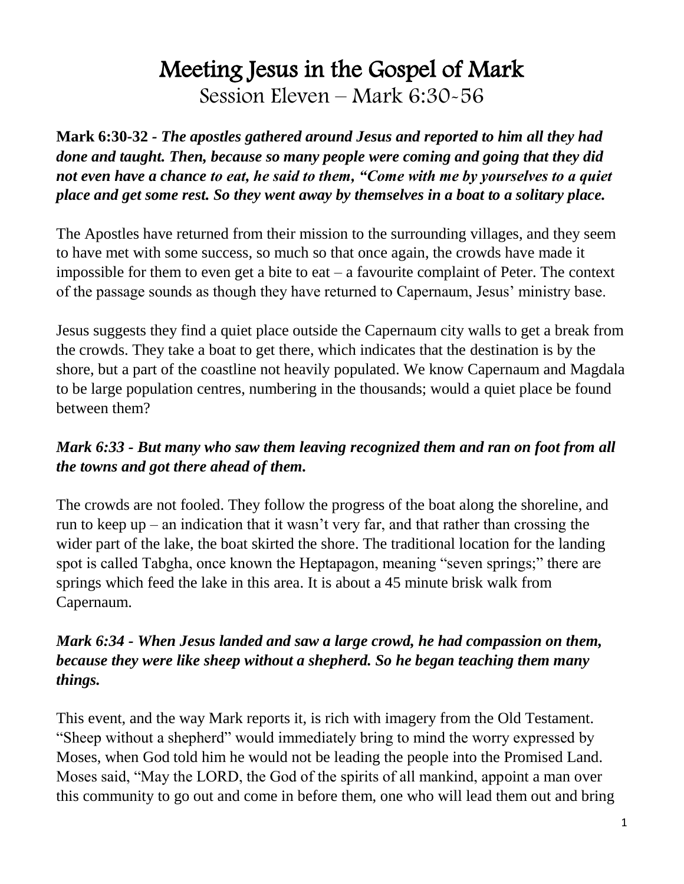# Meeting Jesus in the Gospel of Mark

Session Eleven – Mark 6:30-56

**Mark 6:30-32 -** ***The apostles gathered around Jesus and reported to him all they had done and taught. Then, because so many people were coming and going that they did not even have a chance to eat, he said to them, "Come with me by yourselves to a quiet place and get some rest. So they went away by themselves in a boat to a solitary place.***

The Apostles have returned from their mission to the surrounding villages, and they seem to have met with some success, so much so that once again, the crowds have made it impossible for them to even get a bite to eat – a favourite complaint of Peter. The context of the passage sounds as though they have returned to Capernaum, Jesus' ministry base.

Jesus suggests they find a quiet place outside the Capernaum city walls to get a break from the crowds. They take a boat to get there, which indicates that the destination is by the shore, but a part of the coastline not heavily populated. We know Capernaum and Magdala to be large population centres, numbering in the thousands; would a quiet place be found between them?

***Mark 6:33 - But many who saw them leaving recognized them and ran on foot from all the towns and got there ahead of them.***

The crowds are not fooled. They follow the progress of the boat along the shoreline, and run to keep up – an indication that it wasn't very far, and that rather than crossing the wider part of the lake, the boat skirted the shore. The traditional location for the landing spot is called Tabgha, once known the Heptapagon, meaning "seven springs;" there are springs which feed the lake in this area. It is about a 45 minute brisk walk from Capernaum.

***Mark 6:34 - When Jesus landed and saw a large crowd, he had compassion on them, because they were like sheep without a shepherd. So he began teaching them many things.***

This event, and the way Mark reports it, is rich with imagery from the Old Testament. "Sheep without a shepherd" would immediately bring to mind the worry expressed by Moses, when God told him he would not be leading the people into the Promised Land. Moses said, "May the LORD, the God of the spirits of all mankind, appoint a man over this community to go out and come in before them, one who will lead them out and bring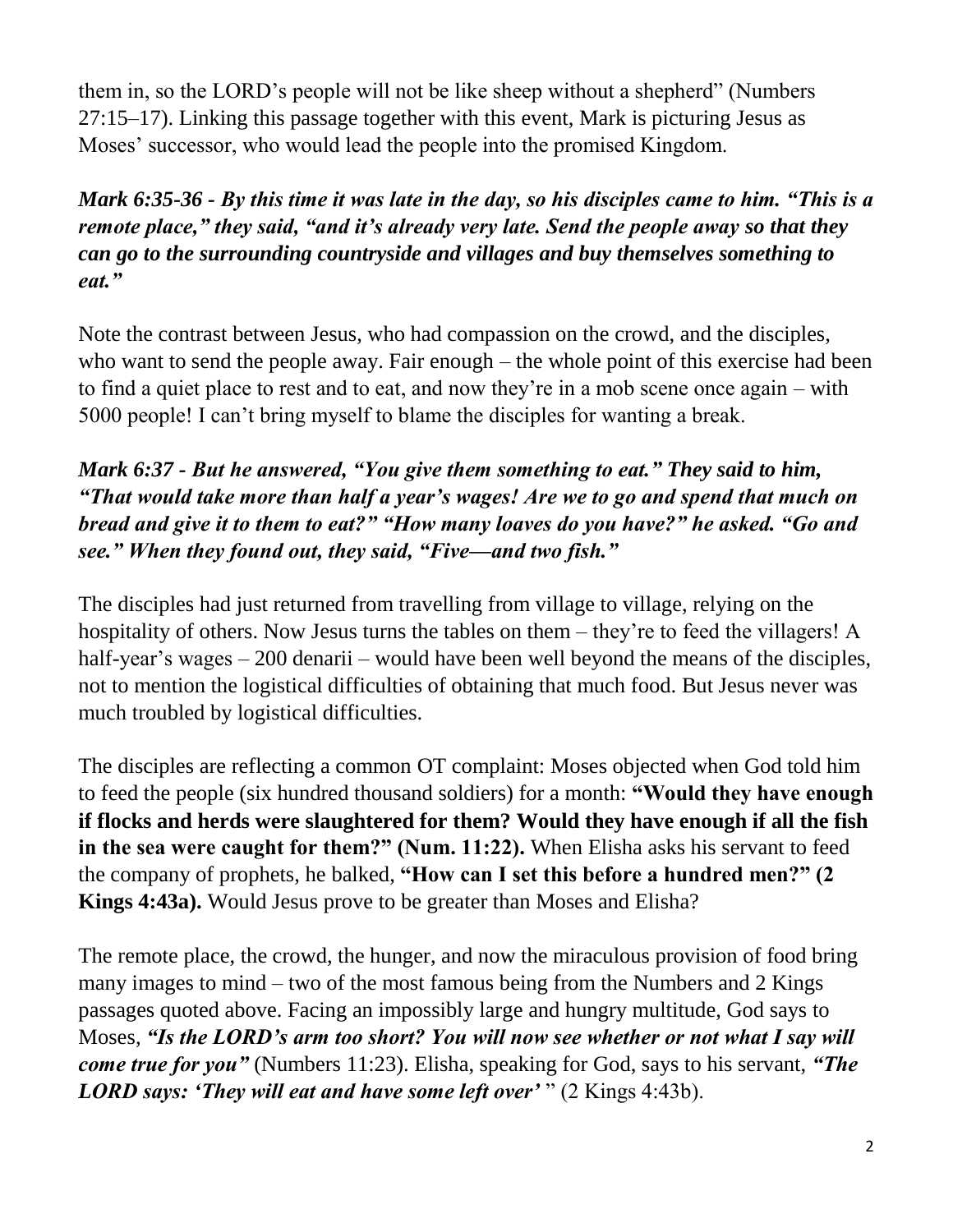them in, so the LORD's people will not be like sheep without a shepherd" (Numbers 27:15–17). Linking this passage together with this event, Mark is picturing Jesus as Moses' successor, who would lead the people into the promised Kingdom.

***Mark 6:35-36 - By this time it was late in the day, so his disciples came to him. "This is a remote place," they said, "and it's already very late. Send the people away so that they can go to the surrounding countryside and villages and buy themselves something to eat."***

Note the contrast between Jesus, who had compassion on the crowd, and the disciples, who want to send the people away. Fair enough – the whole point of this exercise had been to find a quiet place to rest and to eat, and now they're in a mob scene once again – with 5000 people! I can't bring myself to blame the disciples for wanting a break.

***Mark 6:37 - But he answered, "You give them something to eat." They said to him, "That would take more than half a year's wages! Are we to go and spend that much on bread and give it to them to eat?" "How many loaves do you have?" he asked. "Go and see." When they found out, they said, "Five—and two fish."***

The disciples had just returned from travelling from village to village, relying on the hospitality of others. Now Jesus turns the tables on them – they're to feed the villagers! A half-year's wages – 200 denarii – would have been well beyond the means of the disciples, not to mention the logistical difficulties of obtaining that much food. But Jesus never was much troubled by logistical difficulties.

The disciples are reflecting a common OT complaint: Moses objected when God told him to feed the people (six hundred thousand soldiers) for a month: **"Would they have enough if flocks and herds were slaughtered for them? Would they have enough if all the fish in the sea were caught for them?" (Num. 11:22).** When Elisha asks his servant to feed the company of prophets, he balked, **"How can I set this before a hundred men?" (2 Kings 4:43a).** Would Jesus prove to be greater than Moses and Elisha?

The remote place, the crowd, the hunger, and now the miraculous provision of food bring many images to mind – two of the most famous being from the Numbers and 2 Kings passages quoted above. Facing an impossibly large and hungry multitude, God says to Moses, ***"Is the LORD's arm too short? You will now see whether or not what I say will come true for you"*** (Numbers 11:23). Elisha, speaking for God, says to his servant, ***"The LORD says: 'They will eat and have some left over'*** " (2 Kings 4:43b).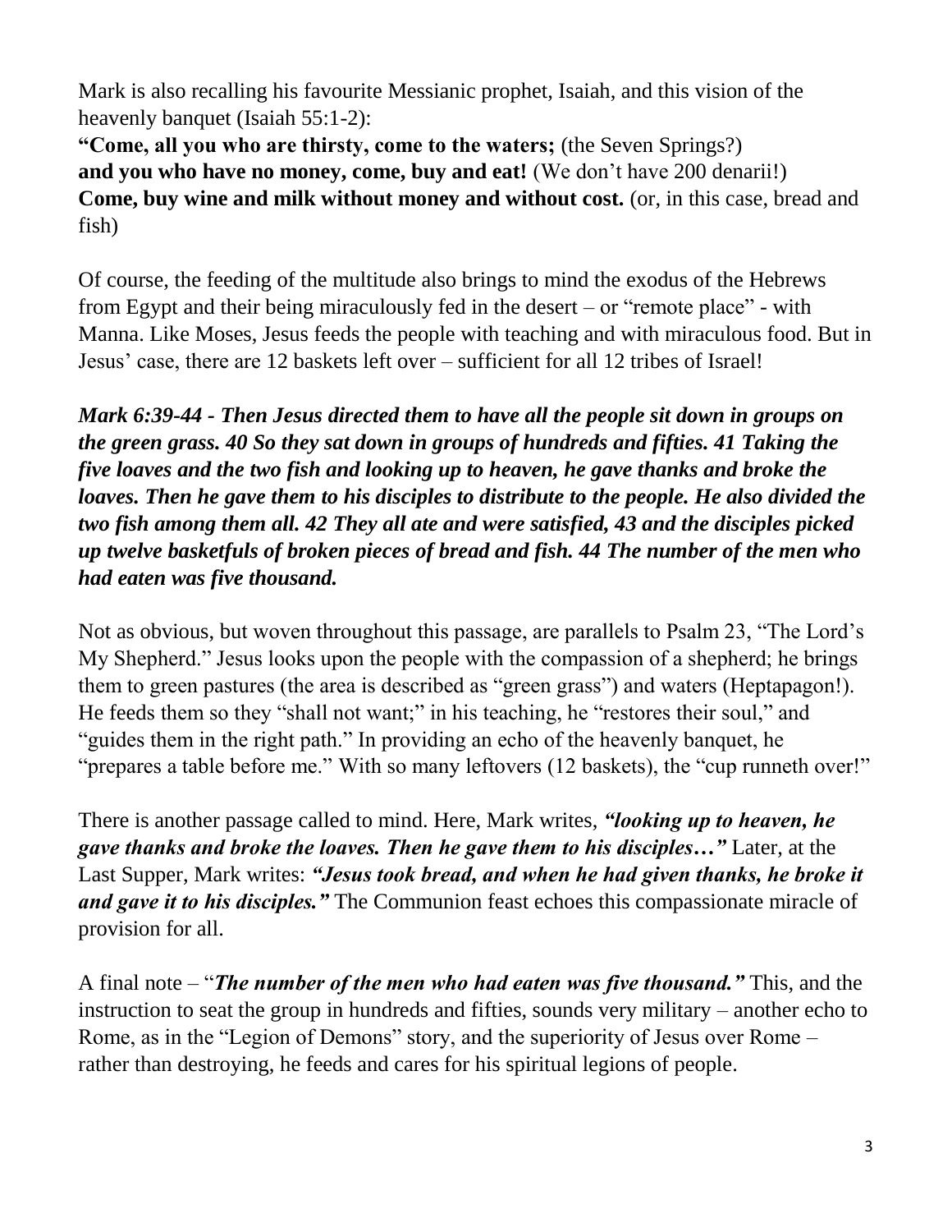Mark is also recalling his favourite Messianic prophet, Isaiah, and this vision of the heavenly banquet (Isaiah 55:1-2):
**"Come, all you who are thirsty, come to the waters;** (the Seven Springs?)
**and you who have no money, come, buy and eat!** (We don't have 200 denarii!)
**Come, buy wine and milk without money and without cost.** (or, in this case, bread and fish)

Of course, the feeding of the multitude also brings to mind the exodus of the Hebrews from Egypt and their being miraculously fed in the desert – or "remote place" - with Manna. Like Moses, Jesus feeds the people with teaching and with miraculous food. But in Jesus' case, there are 12 baskets left over – sufficient for all 12 tribes of Israel!

***Mark 6:39-44 - Then Jesus directed them to have all the people sit down in groups on the green grass. 40 So they sat down in groups of hundreds and fifties. 41 Taking the five loaves and the two fish and looking up to heaven, he gave thanks and broke the loaves. Then he gave them to his disciples to distribute to the people. He also divided the two fish among them all. 42 They all ate and were satisfied, 43 and the disciples picked up twelve basketfuls of broken pieces of bread and fish. 44 The number of the men who had eaten was five thousand.***

Not as obvious, but woven throughout this passage, are parallels to Psalm 23, "The Lord's My Shepherd." Jesus looks upon the people with the compassion of a shepherd; he brings them to green pastures (the area is described as "green grass") and waters (Heptapagon!). He feeds them so they "shall not want;" in his teaching, he "restores their soul," and "guides them in the right path." In providing an echo of the heavenly banquet, he "prepares a table before me." With so many leftovers (12 baskets), the "cup runneth over!"

There is another passage called to mind. Here, Mark writes, ***"looking up to heaven, he gave thanks and broke the loaves. Then he gave them to his disciples…"*** Later, at the Last Supper, Mark writes: ***"Jesus took bread, and when he had given thanks, he broke it and gave it to his disciples."*** The Communion feast echoes this compassionate miracle of provision for all.

A final note – "***The number of the men who had eaten was five thousand."*** This, and the instruction to seat the group in hundreds and fifties, sounds very military – another echo to Rome, as in the "Legion of Demons" story, and the superiority of Jesus over Rome – rather than destroying, he feeds and cares for his spiritual legions of people.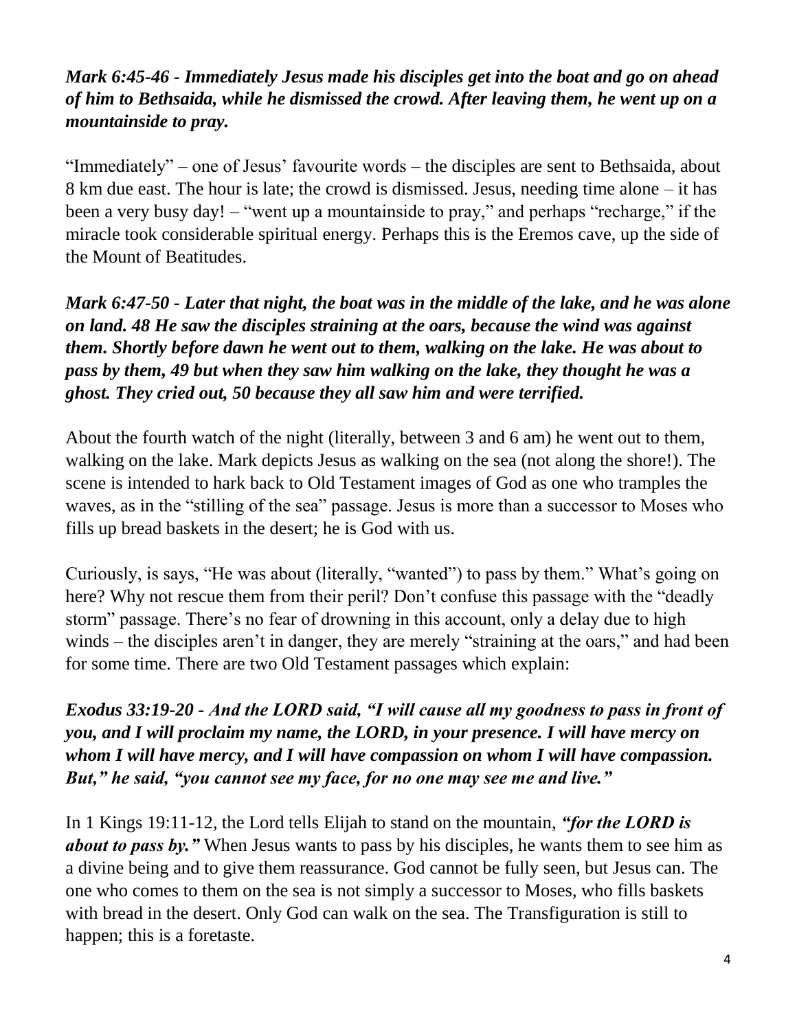***Mark 6:45-46 - Immediately Jesus made his disciples get into the boat and go on ahead of him to Bethsaida, while he dismissed the crowd. After leaving them, he went up on a mountainside to pray.***

"Immediately" – one of Jesus' favourite words – the disciples are sent to Bethsaida, about 8 km due east. The hour is late; the crowd is dismissed. Jesus, needing time alone – it has been a very busy day! – "went up a mountainside to pray," and perhaps "recharge," if the miracle took considerable spiritual energy. Perhaps this is the Eremos cave, up the side of the Mount of Beatitudes.

***Mark 6:47-50 - Later that night, the boat was in the middle of the lake, and he was alone on land. 48 He saw the disciples straining at the oars, because the wind was against them. Shortly before dawn he went out to them, walking on the lake. He was about to pass by them, 49 but when they saw him walking on the lake, they thought he was a ghost. They cried out, 50 because they all saw him and were terrified.***

About the fourth watch of the night (literally, between 3 and 6 am) he went out to them, walking on the lake. Mark depicts Jesus as walking on the sea (not along the shore!). The scene is intended to hark back to Old Testament images of God as one who tramples the waves, as in the "stilling of the sea" passage. Jesus is more than a successor to Moses who fills up bread baskets in the desert; he is God with us.

Curiously, is says, "He was about (literally, "wanted") to pass by them." What's going on here? Why not rescue them from their peril? Don't confuse this passage with the "deadly storm" passage. There's no fear of drowning in this account, only a delay due to high winds – the disciples aren't in danger, they are merely "straining at the oars," and had been for some time. There are two Old Testament passages which explain:

***Exodus 33:19-20 - And the LORD said, "I will cause all my goodness to pass in front of you, and I will proclaim my name, the LORD, in your presence. I will have mercy on whom I will have mercy, and I will have compassion on whom I will have compassion. But," he said, "you cannot see my face, for no one may see me and live."***

In 1 Kings 19:11-12, the Lord tells Elijah to stand on the mountain, ***"for the LORD is about to pass by."*** When Jesus wants to pass by his disciples, he wants them to see him as a divine being and to give them reassurance. God cannot be fully seen, but Jesus can. The one who comes to them on the sea is not simply a successor to Moses, who fills baskets with bread in the desert. Only God can walk on the sea. The Transfiguration is still to happen; this is a foretaste.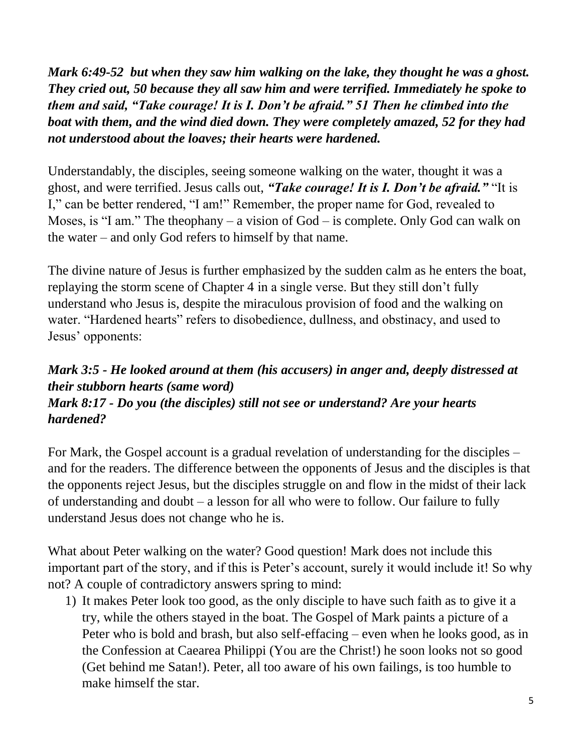***Mark 6:49-52  but when they saw him walking on the lake, they thought he was a ghost. They cried out, 50 because they all saw him and were terrified. Immediately he spoke to them and said, "Take courage! It is I. Don't be afraid." 51 Then he climbed into the boat with them, and the wind died down. They were completely amazed, 52 for they had not understood about the loaves; their hearts were hardened.***

Understandably, the disciples, seeing someone walking on the water, thought it was a ghost, and were terrified. Jesus calls out, ***"Take courage! It is I. Don't be afraid."*** "It is I," can be better rendered, "I am!" Remember, the proper name for God, revealed to Moses, is "I am." The theophany – a vision of God – is complete. Only God can walk on the water – and only God refers to himself by that name.

The divine nature of Jesus is further emphasized by the sudden calm as he enters the boat, replaying the storm scene of Chapter 4 in a single verse. But they still don't fully understand who Jesus is, despite the miraculous provision of food and the walking on water. "Hardened hearts" refers to disobedience, dullness, and obstinacy, and used to Jesus' opponents:

***Mark 3:5 - He looked around at them (his accusers) in anger and, deeply distressed at their stubborn hearts (same word)***
***Mark 8:17 - Do you (the disciples) still not see or understand? Are your hearts hardened?***

For Mark, the Gospel account is a gradual revelation of understanding for the disciples – and for the readers. The difference between the opponents of Jesus and the disciples is that the opponents reject Jesus, but the disciples struggle on and flow in the midst of their lack of understanding and doubt – a lesson for all who were to follow. Our failure to fully understand Jesus does not change who he is.

What about Peter walking on the water? Good question! Mark does not include this important part of the story, and if this is Peter's account, surely it would include it! So why not? A couple of contradictory answers spring to mind:

1) It makes Peter look too good, as the only disciple to have such faith as to give it a try, while the others stayed in the boat. The Gospel of Mark paints a picture of a Peter who is bold and brash, but also self-effacing – even when he looks good, as in the Confession at Caearea Philippi (You are the Christ!) he soon looks not so good (Get behind me Satan!). Peter, all too aware of his own failings, is too humble to make himself the star.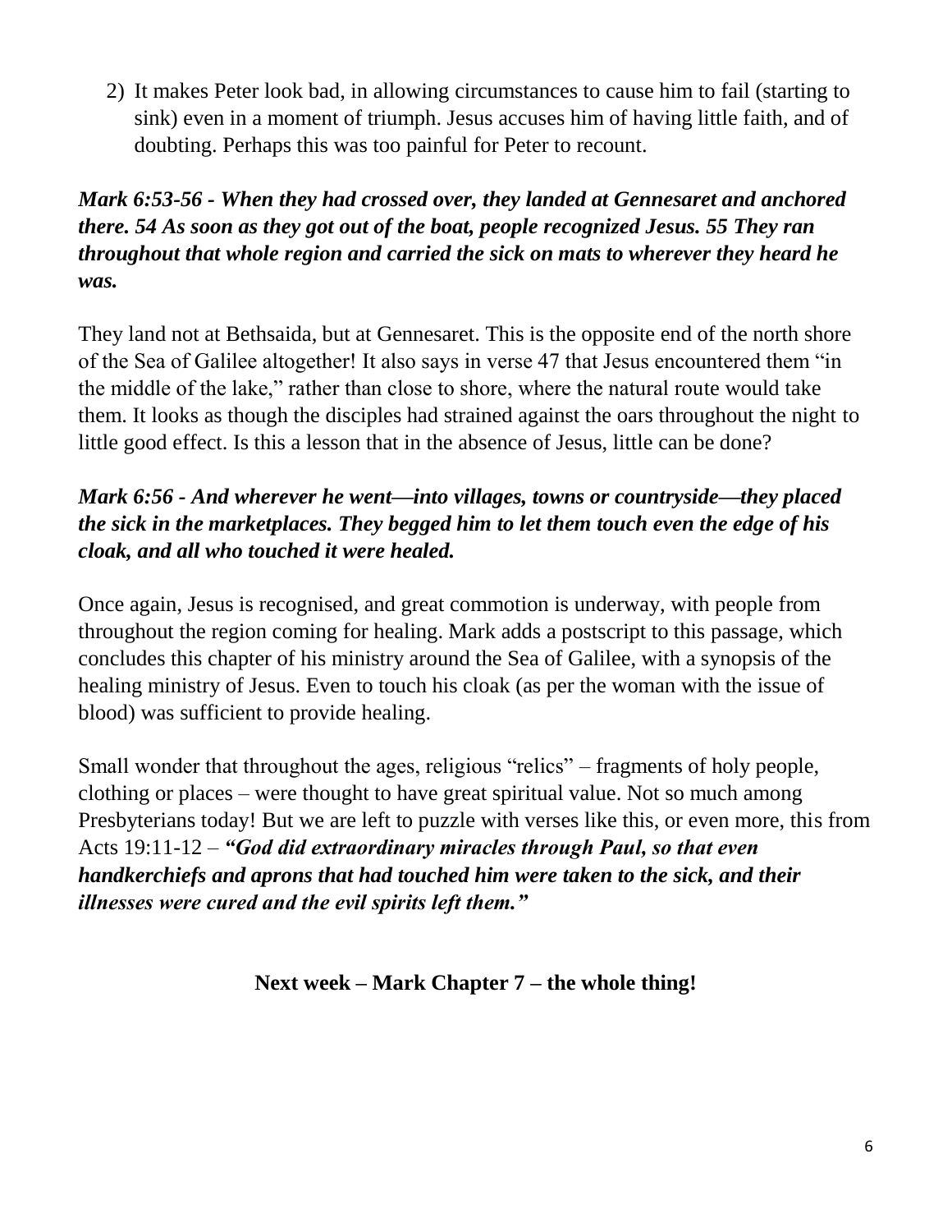2) It makes Peter look bad, in allowing circumstances to cause him to fail (starting to sink) even in a moment of triumph. Jesus accuses him of having little faith, and of doubting. Perhaps this was too painful for Peter to recount.

***Mark 6:53-56 - When they had crossed over, they landed at Gennesaret and anchored there. 54 As soon as they got out of the boat, people recognized Jesus. 55 They ran throughout that whole region and carried the sick on mats to wherever they heard he was.***

They land not at Bethsaida, but at Gennesaret. This is the opposite end of the north shore of the Sea of Galilee altogether! It also says in verse 47 that Jesus encountered them "in the middle of the lake," rather than close to shore, where the natural route would take them. It looks as though the disciples had strained against the oars throughout the night to little good effect. Is this a lesson that in the absence of Jesus, little can be done?

***Mark 6:56 - And wherever he went—into villages, towns or countryside—they placed the sick in the marketplaces. They begged him to let them touch even the edge of his cloak, and all who touched it were healed.***

Once again, Jesus is recognised, and great commotion is underway, with people from throughout the region coming for healing. Mark adds a postscript to this passage, which concludes this chapter of his ministry around the Sea of Galilee, with a synopsis of the healing ministry of Jesus. Even to touch his cloak (as per the woman with the issue of blood) was sufficient to provide healing.

Small wonder that throughout the ages, religious "relics" – fragments of holy people, clothing or places – were thought to have great spiritual value. Not so much among Presbyterians today! But we are left to puzzle with verses like this, or even more, this from Acts 19:11-12 – ***"God did extraordinary miracles through Paul, so that even handkerchiefs and aprons that had touched him were taken to the sick, and their illnesses were cured and the evil spirits left them."***

**Next week – Mark Chapter 7 – the whole thing!**